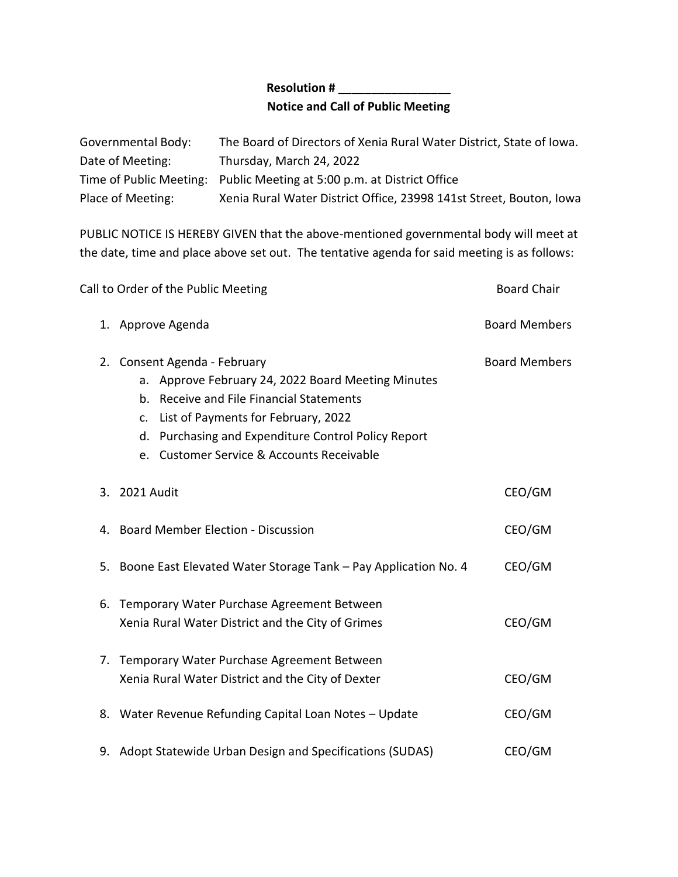**Resolution # _________________**

**Notice and Call of Public Meeting**

Governmental Body: The Board of Directors of Xenia Rural Water District, State of Iowa.
Date of Meeting: Thursday, March 24, 2022
Time of Public Meeting: Public Meeting at 5:00 p.m. at District Office
Place of Meeting: Xenia Rural Water District Office, 23998 141st Street, Bouton, Iowa

PUBLIC NOTICE IS HEREBY GIVEN that the above-mentioned governmental body will meet at the date, time and place above set out. The tentative agenda for said meeting is as follows:

Call to Order of the Public Meeting — Board Chair

1. Approve Agenda — Board Members
2. Consent Agenda - February — Board Members
   a. Approve February 24, 2022 Board Meeting Minutes
   b. Receive and File Financial Statements
   c. List of Payments for February, 2022
   d. Purchasing and Expenditure Control Policy Report
   e. Customer Service & Accounts Receivable
3. 2021 Audit — CEO/GM
4. Board Member Election - Discussion — CEO/GM
5. Boone East Elevated Water Storage Tank – Pay Application No. 4 — CEO/GM
6. Temporary Water Purchase Agreement Between Xenia Rural Water District and the City of Grimes — CEO/GM
7. Temporary Water Purchase Agreement Between Xenia Rural Water District and the City of Dexter — CEO/GM
8. Water Revenue Refunding Capital Loan Notes – Update — CEO/GM
9. Adopt Statewide Urban Design and Specifications (SUDAS) — CEO/GM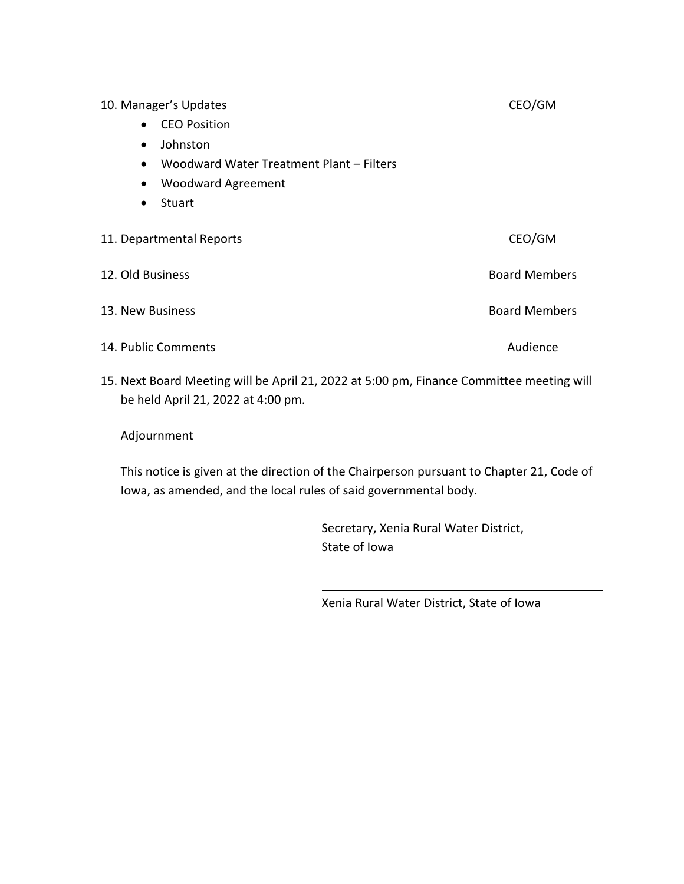10. Manager's Updates CEO/GM
    - CEO Position
    - Johnston
    - Woodward Water Treatment Plant – Filters
    - Woodward Agreement
    - Stuart

11. Departmental Reports CEO/GM

12. Old Business Board Members

13. New Business Board Members

14. Public Comments Audience

15. Next Board Meeting will be April 21, 2022 at 5:00 pm, Finance Committee meeting will be held April 21, 2022 at 4:00 pm.

    Adjournment

    This notice is given at the direction of the Chairperson pursuant to Chapter 21, Code of Iowa, as amended, and the local rules of said governmental body.

Secretary, Xenia Rural Water District,
State of Iowa

Xenia Rural Water District, State of Iowa